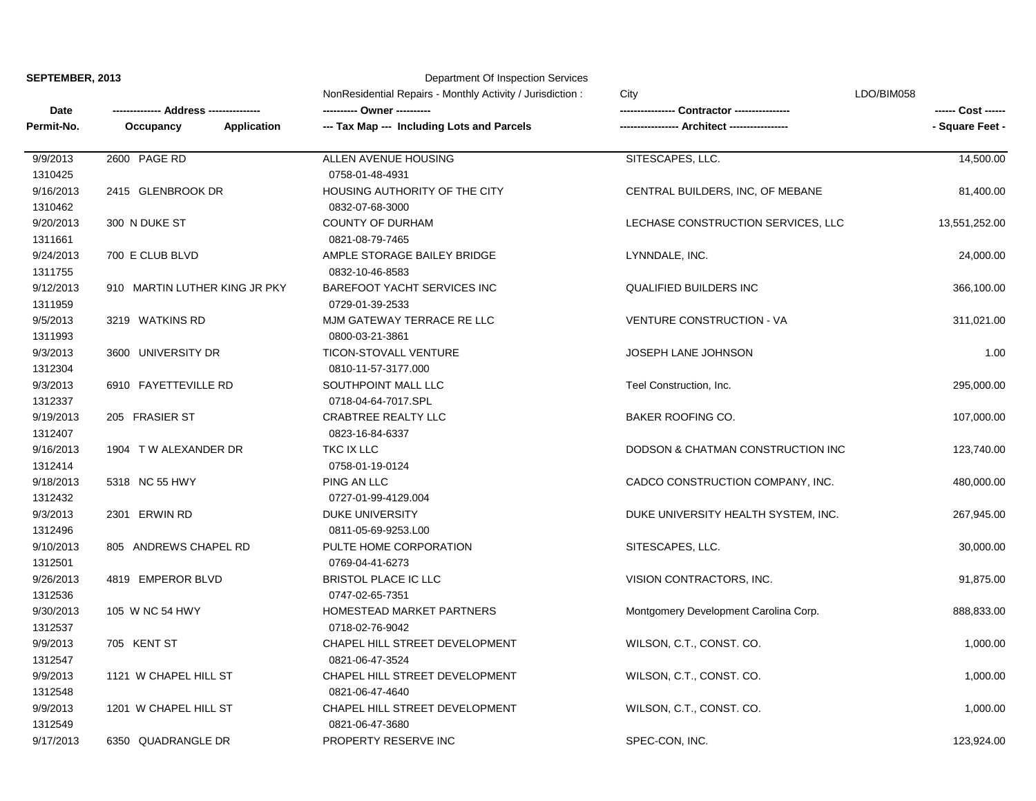**SEPTEMBER, 2013**

Department Of Inspection Services

NonResidential Repairs - Monthly Activity / Jurisdiction : City

LDO/BIM058

| Date<br>Permit-No. | Address<br>Occupancy / Application | Owner<br>Tax Map --- Including Lots and Parcels | Contractor<br>Architect | Cost<br>Square Feet |
|---|---|---|---|---|
| 9/9/2013<br>1310425 | 2600 PAGE RD | ALLEN AVENUE HOUSING<br>0758-01-48-4931 | SITESCAPES, LLC. | 14,500.00 |
| 9/16/2013<br>1310462 | 2415 GLENBROOK DR | HOUSING AUTHORITY OF THE CITY<br>0832-07-68-3000 | CENTRAL BUILDERS, INC, OF MEBANE | 81,400.00 |
| 9/20/2013<br>1311661 | 300 N DUKE ST | COUNTY OF DURHAM<br>0821-08-79-7465 | LECHASE CONSTRUCTION SERVICES, LLC | 13,551,252.00 |
| 9/24/2013<br>1311755 | 700 E CLUB BLVD | AMPLE STORAGE BAILEY BRIDGE<br>0832-10-46-8583 | LYNNDALE, INC. | 24,000.00 |
| 9/12/2013<br>1311959 | 910 MARTIN LUTHER KING JR PKY | BAREFOOT YACHT SERVICES INC<br>0729-01-39-2533 | QUALIFIED BUILDERS INC | 366,100.00 |
| 9/5/2013<br>1311993 | 3219 WATKINS RD | MJM GATEWAY TERRACE RE LLC<br>0800-03-21-3861 | VENTURE CONSTRUCTION - VA | 311,021.00 |
| 9/3/2013<br>1312304 | 3600 UNIVERSITY DR | TICON-STOVALL VENTURE<br>0810-11-57-3177.000 | JOSEPH LANE JOHNSON | 1.00 |
| 9/3/2013<br>1312337 | 6910 FAYETTEVILLE RD | SOUTHPOINT MALL LLC<br>0718-04-64-7017.SPL | Teel Construction, Inc. | 295,000.00 |
| 9/19/2013<br>1312407 | 205 FRASIER ST | CRABTREE REALTY LLC<br>0823-16-84-6337 | BAKER ROOFING CO. | 107,000.00 |
| 9/16/2013<br>1312414 | 1904 T W ALEXANDER DR | TKC IX LLC<br>0758-01-19-0124 | DODSON & CHATMAN CONSTRUCTION INC | 123,740.00 |
| 9/18/2013<br>1312432 | 5318 NC 55 HWY | PING AN LLC<br>0727-01-99-4129.004 | CADCO CONSTRUCTION COMPANY, INC. | 480,000.00 |
| 9/3/2013<br>1312496 | 2301 ERWIN RD | DUKE UNIVERSITY<br>0811-05-69-9253.L00 | DUKE UNIVERSITY HEALTH SYSTEM, INC. | 267,945.00 |
| 9/10/2013<br>1312501 | 805 ANDREWS CHAPEL RD | PULTE HOME CORPORATION<br>0769-04-41-6273 | SITESCAPES, LLC. | 30,000.00 |
| 9/26/2013<br>1312536 | 4819 EMPEROR BLVD | BRISTOL PLACE IC LLC<br>0747-02-65-7351 | VISION CONTRACTORS, INC. | 91,875.00 |
| 9/30/2013<br>1312537 | 105 W NC 54 HWY | HOMESTEAD MARKET PARTNERS<br>0718-02-76-9042 | Montgomery Development Carolina Corp. | 888,833.00 |
| 9/9/2013<br>1312547 | 705 KENT ST | CHAPEL HILL STREET DEVELOPMENT<br>0821-06-47-3524 | WILSON, C.T., CONST. CO. | 1,000.00 |
| 9/9/2013<br>1312548 | 1121 W CHAPEL HILL ST | CHAPEL HILL STREET DEVELOPMENT<br>0821-06-47-4640 | WILSON, C.T., CONST. CO. | 1,000.00 |
| 9/9/2013<br>1312549 | 1201 W CHAPEL HILL ST | CHAPEL HILL STREET DEVELOPMENT<br>0821-06-47-3680 | WILSON, C.T., CONST. CO. | 1,000.00 |
| 9/17/2013 | 6350 QUADRANGLE DR | PROPERTY RESERVE INC | SPEC-CON, INC. | 123,924.00 |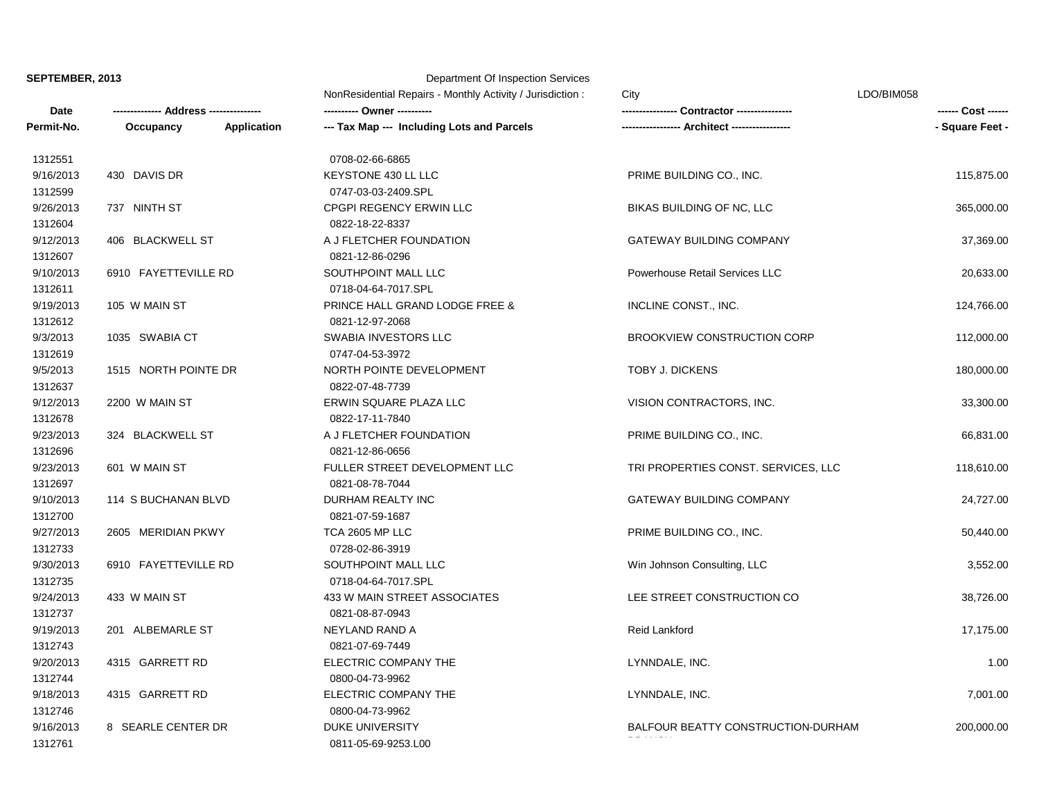**SEPTEMBER, 2013**

Department Of Inspection Services

NonResidential Repairs - Monthly Activity / Jurisdiction : City LDO/BIM058

| Date / Permit-No. | Address / Occupancy / Application | Owner / Tax Map (Including Lots and Parcels) | Contractor / Architect | Cost / Square Feet |
|---|---|---|---|---|
| 1312551 | | 0708-02-66-6865 | | |
| 9/16/2013 | 430 DAVIS DR | KEYSTONE 430 LL LLC | PRIME BUILDING CO., INC. | 115,875.00 |
| 1312599 | | 0747-03-03-2409.SPL | | |
| 9/26/2013 | 737 NINTH ST | CPGPI REGENCY ERWIN LLC | BIKAS BUILDING OF NC, LLC | 365,000.00 |
| 1312604 | | 0822-18-22-8337 | | |
| 9/12/2013 | 406 BLACKWELL ST | A J FLETCHER FOUNDATION | GATEWAY BUILDING COMPANY | 37,369.00 |
| 1312607 | | 0821-12-86-0296 | | |
| 9/10/2013 | 6910 FAYETTEVILLE RD | SOUTHPOINT MALL LLC | Powerhouse Retail Services LLC | 20,633.00 |
| 1312611 | | 0718-04-64-7017.SPL | | |
| 9/19/2013 | 105 W MAIN ST | PRINCE HALL GRAND LODGE FREE & | INCLINE CONST., INC. | 124,766.00 |
| 1312612 | | 0821-12-97-2068 | | |
| 9/3/2013 | 1035 SWABIA CT | SWABIA INVESTORS LLC | BROOKVIEW CONSTRUCTION CORP | 112,000.00 |
| 1312619 | | 0747-04-53-3972 | | |
| 9/5/2013 | 1515 NORTH POINTE DR | NORTH POINTE DEVELOPMENT | TOBY J. DICKENS | 180,000.00 |
| 1312637 | | 0822-07-48-7739 | | |
| 9/12/2013 | 2200 W MAIN ST | ERWIN SQUARE PLAZA LLC | VISION CONTRACTORS, INC. | 33,300.00 |
| 1312678 | | 0822-17-11-7840 | | |
| 9/23/2013 | 324 BLACKWELL ST | A J FLETCHER FOUNDATION | PRIME BUILDING CO., INC. | 66,831.00 |
| 1312696 | | 0821-12-86-0656 | | |
| 9/23/2013 | 601 W MAIN ST | FULLER STREET DEVELOPMENT LLC | TRI PROPERTIES CONST. SERVICES, LLC | 118,610.00 |
| 1312697 | | 0821-08-78-7044 | | |
| 9/10/2013 | 114 S BUCHANAN BLVD | DURHAM REALTY INC | GATEWAY BUILDING COMPANY | 24,727.00 |
| 1312700 | | 0821-07-59-1687 | | |
| 9/27/2013 | 2605 MERIDIAN PKWY | TCA 2605 MP LLC | PRIME BUILDING CO., INC. | 50,440.00 |
| 1312733 | | 0728-02-86-3919 | | |
| 9/30/2013 | 6910 FAYETTEVILLE RD | SOUTHPOINT MALL LLC | Win Johnson Consulting, LLC | 3,552.00 |
| 1312735 | | 0718-04-64-7017.SPL | | |
| 9/24/2013 | 433 W MAIN ST | 433 W MAIN STREET ASSOCIATES | LEE STREET CONSTRUCTION CO | 38,726.00 |
| 1312737 | | 0821-08-87-0943 | | |
| 9/19/2013 | 201 ALBEMARLE ST | NEYLAND RAND A | Reid Lankford | 17,175.00 |
| 1312743 | | 0821-07-69-7449 | | |
| 9/20/2013 | 4315 GARRETT RD | ELECTRIC COMPANY THE | LYNNDALE, INC. | 1.00 |
| 1312744 | | 0800-04-73-9962 | | |
| 9/18/2013 | 4315 GARRETT RD | ELECTRIC COMPANY THE | LYNNDALE, INC. | 7,001.00 |
| 1312746 | | 0800-04-73-9962 | | |
| 9/16/2013 | 8 SEARLE CENTER DR | DUKE UNIVERSITY | BALFOUR BEATTY CONSTRUCTION-DURHAM BRANCH | 200,000.00 |
| 1312761 | | 0811-05-69-9253.L00 | | |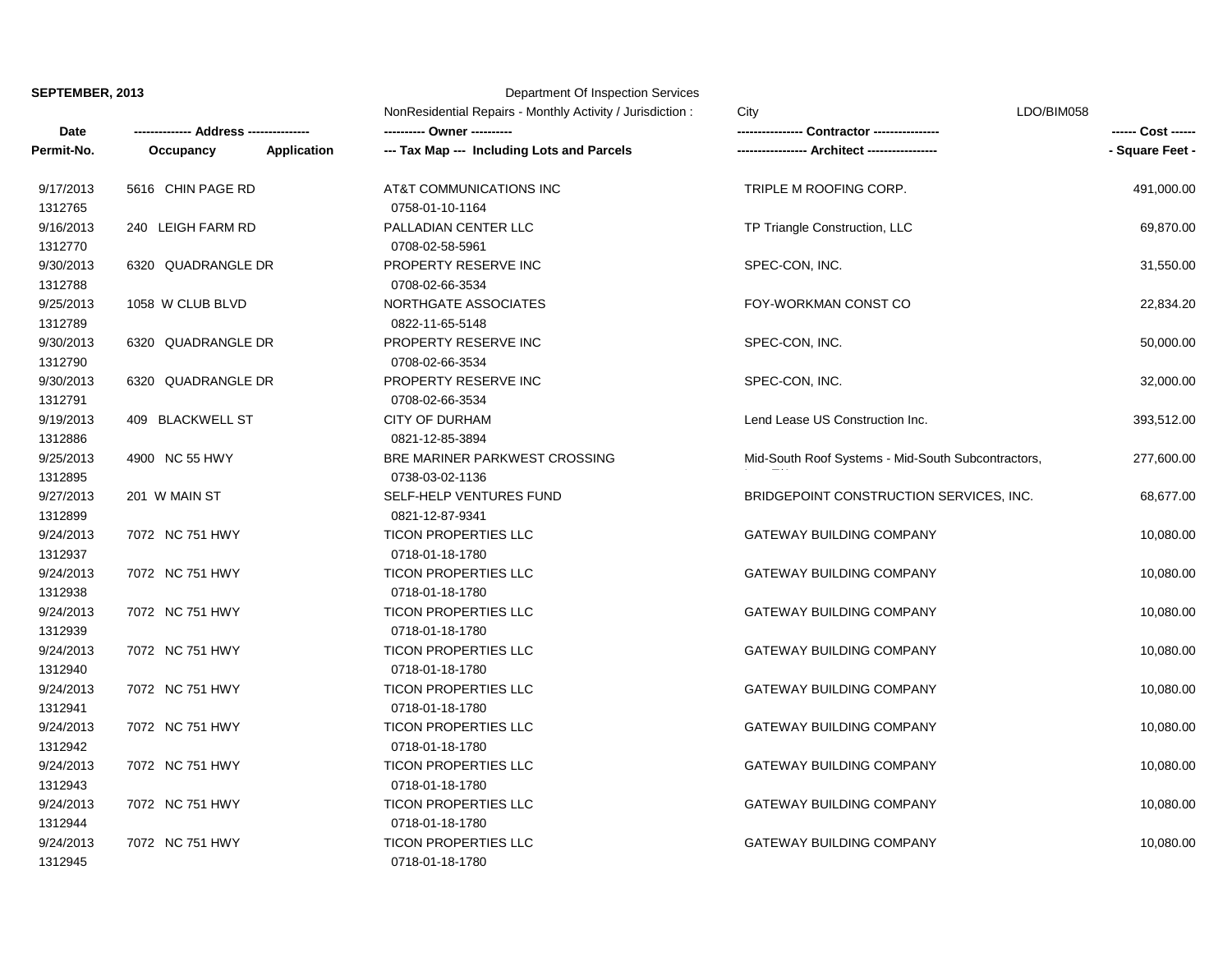**SEPTEMBER, 2013**

Department Of Inspection Services

NonResidential Repairs - Monthly Activity / Jurisdiction : City LDO/BIM058

| Date<br>Permit-No. | Address<br>Occupancy Application | Owner<br>Tax Map --- Including Lots and Parcels | Contractor<br>Architect | Cost<br>Square Feet |
|---|---|---|---|---|
| 9/17/2013<br>1312765 | 5616 CHIN PAGE RD | AT&T COMMUNICATIONS INC<br>0758-01-10-1164 | TRIPLE M ROOFING CORP. | 491,000.00 |
| 9/16/2013<br>1312770 | 240 LEIGH FARM RD | PALLADIAN CENTER LLC<br>0708-02-58-5961 | TP Triangle Construction, LLC | 69,870.00 |
| 9/30/2013<br>1312788 | 6320 QUADRANGLE DR | PROPERTY RESERVE INC<br>0708-02-66-3534 | SPEC-CON, INC. | 31,550.00 |
| 9/25/2013<br>1312789 | 1058 W CLUB BLVD | NORTHGATE ASSOCIATES<br>0822-11-65-5148 | FOY-WORKMAN CONST CO | 22,834.20 |
| 9/30/2013<br>1312790 | 6320 QUADRANGLE DR | PROPERTY RESERVE INC<br>0708-02-66-3534 | SPEC-CON, INC. | 50,000.00 |
| 9/30/2013<br>1312791 | 6320 QUADRANGLE DR | PROPERTY RESERVE INC<br>0708-02-66-3534 | SPEC-CON, INC. | 32,000.00 |
| 9/19/2013<br>1312886 | 409 BLACKWELL ST | CITY OF DURHAM<br>0821-12-85-3894 | Lend Lease US Construction Inc. | 393,512.00 |
| 9/25/2013<br>1312895 | 4900 NC 55 HWY | BRE MARINER PARKWEST CROSSING<br>0738-03-02-1136 | Mid-South Roof Systems - Mid-South Subcontractors, | 277,600.00 |
| 9/27/2013<br>1312899 | 201 W MAIN ST | SELF-HELP VENTURES FUND<br>0821-12-87-9341 | BRIDGEPOINT CONSTRUCTION SERVICES, INC. | 68,677.00 |
| 9/24/2013<br>1312937 | 7072 NC 751 HWY | TICON PROPERTIES LLC<br>0718-01-18-1780 | GATEWAY BUILDING COMPANY | 10,080.00 |
| 9/24/2013<br>1312938 | 7072 NC 751 HWY | TICON PROPERTIES LLC<br>0718-01-18-1780 | GATEWAY BUILDING COMPANY | 10,080.00 |
| 9/24/2013<br>1312939 | 7072 NC 751 HWY | TICON PROPERTIES LLC<br>0718-01-18-1780 | GATEWAY BUILDING COMPANY | 10,080.00 |
| 9/24/2013<br>1312940 | 7072 NC 751 HWY | TICON PROPERTIES LLC<br>0718-01-18-1780 | GATEWAY BUILDING COMPANY | 10,080.00 |
| 9/24/2013<br>1312941 | 7072 NC 751 HWY | TICON PROPERTIES LLC<br>0718-01-18-1780 | GATEWAY BUILDING COMPANY | 10,080.00 |
| 9/24/2013<br>1312942 | 7072 NC 751 HWY | TICON PROPERTIES LLC<br>0718-01-18-1780 | GATEWAY BUILDING COMPANY | 10,080.00 |
| 9/24/2013<br>1312943 | 7072 NC 751 HWY | TICON PROPERTIES LLC<br>0718-01-18-1780 | GATEWAY BUILDING COMPANY | 10,080.00 |
| 9/24/2013<br>1312944 | 7072 NC 751 HWY | TICON PROPERTIES LLC<br>0718-01-18-1780 | GATEWAY BUILDING COMPANY | 10,080.00 |
| 9/24/2013<br>1312945 | 7072 NC 751 HWY | TICON PROPERTIES LLC<br>0718-01-18-1780 | GATEWAY BUILDING COMPANY | 10,080.00 |